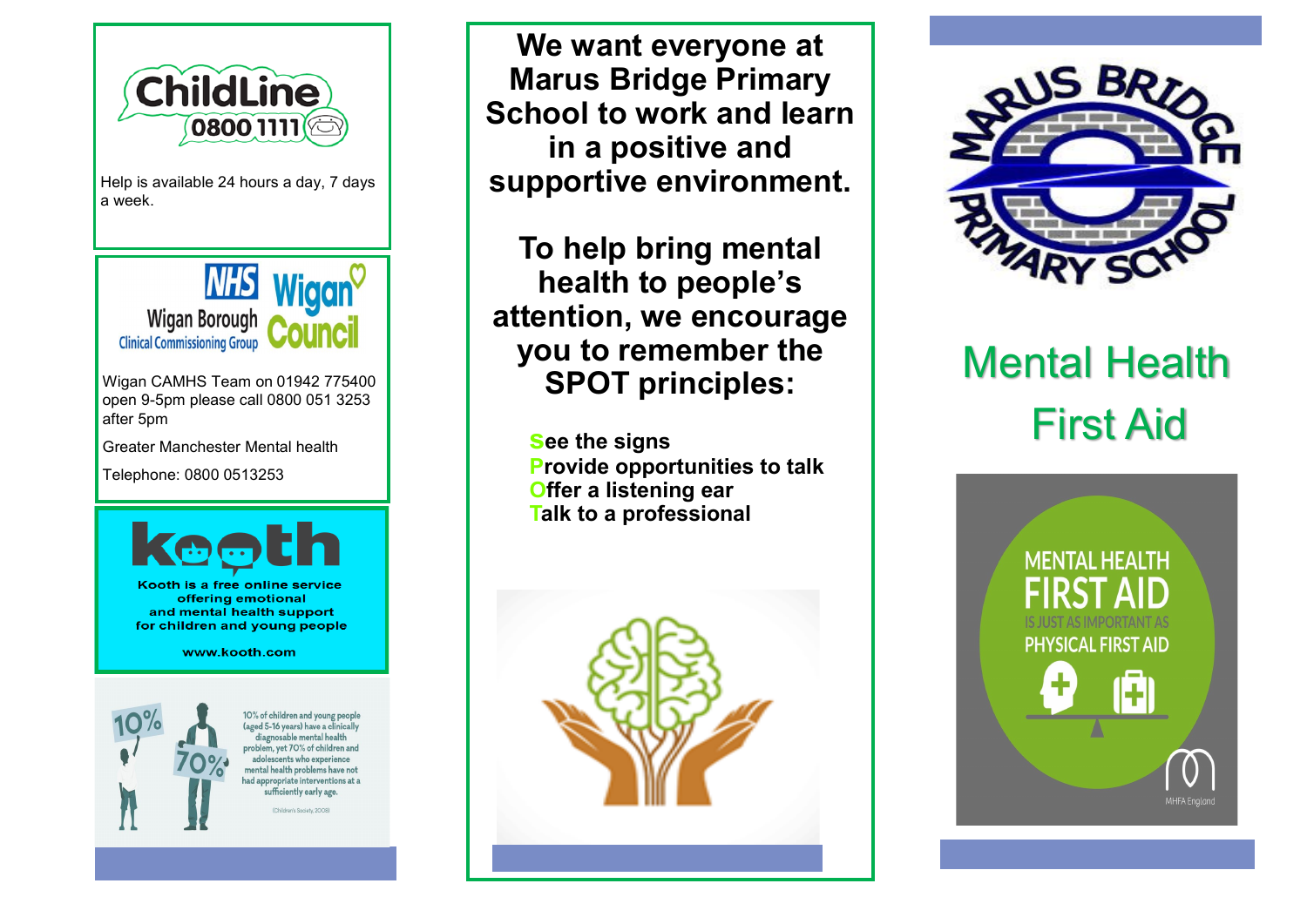ChildLine 0800 1111

Help is available 24 hours a day, 7 days a week.

NHS Wigan Borough Clinical Commissioning Group

Wigan Council

Wigan CAMHS Team on 01942 775400 open 9-5pm please call 0800 051 3253 after 5pm

Greater Manchester Mental health

Telephone: 0800 0513253

kooth

Kooth is a free online service offering emotional and mental health support for children and young people

www.kooth.com

10% 70%

10% of children and young people (aged 5-16 years) have a clinically diagnosable mental health problem, yet 70% of children and adolescents who experience mental health problems have not had appropriate interventions at a sufficiently early age.

(Children's Society, 2008)

**We want everyone at Marus Bridge Primary School to work and learn in a positive and supportive environment.**

**To help bring mental health to people's attention, we encourage you to remember the SPOT principles:**

- **See the signs**
- **Provide opportunities to talk**
- **Offer a listening ear**
- **Talk to a professional**

MARUS BRIDGE PRIMARY SCHOOL

# Mental Health First Aid

MENTAL HEALTH FIRST AID IS JUST AS IMPORTANT AS PHYSICAL FIRST AID

MHFA England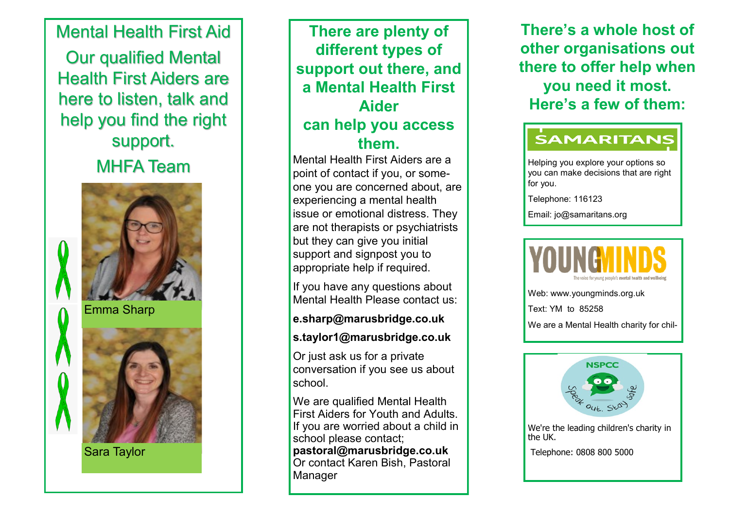# Mental Health First Aid

Our qualified Mental Health First Aiders are here to listen, talk and help you find the right support.

## MHFA Team

Emma Sharp

Sara Taylor

## There are plenty of different types of support out there, and a Mental Health First Aider can help you access them.

Mental Health First Aiders are a point of contact if you, or someone you are concerned about, are experiencing a mental health issue or emotional distress. They are not therapists or psychiatrists but they can give you initial support and signpost you to appropriate help if required.

If you have any questions about Mental Health Please contact us:

**e.sharp@marusbridge.co.uk**

**s.taylor1@marusbridge.co.uk**

Or just ask us for a private conversation if you see us about school.

We are qualified Mental Health First Aiders for Youth and Adults. If you are worried about a child in school please contact; **pastoral@marusbridge.co.uk** Or contact Karen Bish, Pastoral Manager

## There's a whole host of other organisations out there to offer help when you need it most. Here's a few of them:

### SAMARITANS

Helping you explore your options so you can make decisions that are right for you.

Telephone: 116123

Email: jo@samaritans.org

### YOUNGMINDS

The voice for young people's mental health and wellbeing

Web: www.youngminds.org.uk

Text: YM to 85258

We are a Mental Health charity for chil-

### NSPCC

Speak out. Stay safe.

We're the leading children's charity in the UK.

Telephone: 0808 800 5000